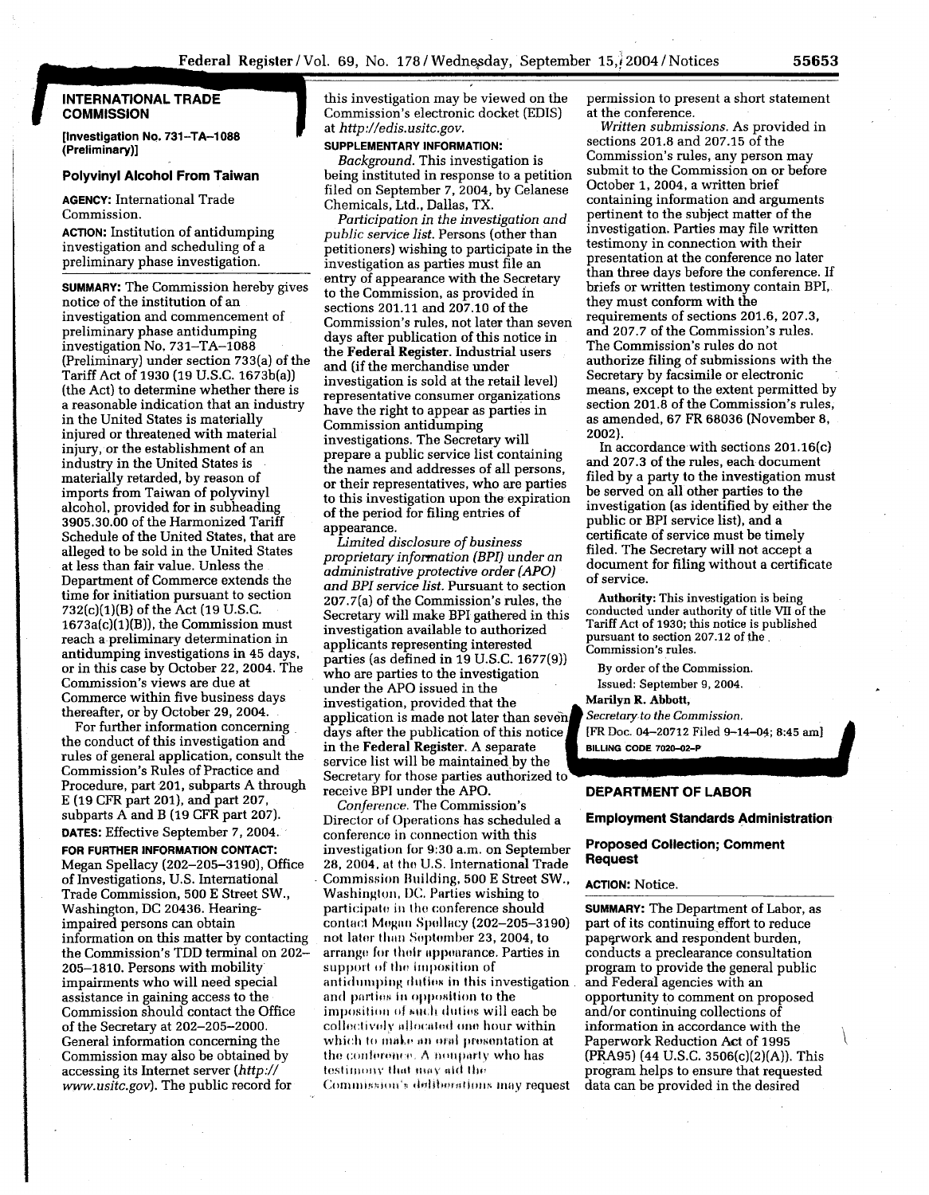## INTERNATIONAL TRADE COMMISSION

**[Investigation No. 731–TA–1088 (Preliminary)]**

### Polyvinyl Alcohol From Taiwan

**AGENCY:** International Trade Commission.

**ACTION:** Institution of antidumping investigation and scheduling of a preliminary phase investigation.

---

**SUMMARY:** The Commission hereby gives notice of the institution of an investigation and commencement of preliminary phase antidumping investigation No. 731–TA–1088 (Preliminary) under section 733(a) of the Tariff Act of 1930 (19 U.S.C. 1673b(a)) (the Act) to determine whether there is a reasonable indication that an industry in the United States is materially injured or threatened with material injury, or the establishment of an industry in the United States is materially retarded, by reason of imports from Taiwan of polyvinyl alcohol, provided for in subheading 3905.30.00 of the Harmonized Tariff Schedule of the United States, that are alleged to be sold in the United States at less than fair value. Unless the Department of Commerce extends the time for initiation pursuant to section 732(c)(1)(B) of the Act (19 U.S.C. 1673a(c)(1)(B)), the Commission must reach a preliminary determination in antidumping investigations in 45 days, or in this case by October 22, 2004. The Commission's views are due at Commerce within five business days thereafter, or by October 29, 2004.

For further information concerning the conduct of this investigation and rules of general application, consult the Commission's Rules of Practice and Procedure, part 201, subparts A through E (19 CFR part 201), and part 207, subparts A and B (19 CFR part 207).

**DATES:** Effective September 7, 2004.

**FOR FURTHER INFORMATION CONTACT:** Megan Spellacy (202–205–3190), Office of Investigations, U.S. International Trade Commission, 500 E Street SW., Washington, DC 20436. Hearing-impaired persons can obtain information on this matter by contacting the Commission's TDD terminal on 202–205–1810. Persons with mobility impairments who will need special assistance in gaining access to the Commission should contact the Office of the Secretary at 202–205–2000. General information concerning the Commission may also be obtained by accessing its Internet server (*http://www.usitc.gov*). The public record for this investigation may be viewed on the Commission's electronic docket (EDIS) at *http://edis.usitc.gov*.

**SUPPLEMENTARY INFORMATION:**

*Background.* This investigation is being instituted in response to a petition filed on September 7, 2004, by Celanese Chemicals, Ltd., Dallas, TX.

*Participation in the investigation and public service list.* Persons (other than petitioners) wishing to participate in the investigation as parties must file an entry of appearance with the Secretary to the Commission, as provided in sections 201.11 and 207.10 of the Commission's rules, not later than seven days after publication of this notice in the **Federal Register**. Industrial users and (if the merchandise under investigation is sold at the retail level) representative consumer organizations have the right to appear as parties in Commission antidumping investigations. The Secretary will prepare a public service list containing the names and addresses of all persons, or their representatives, who are parties to this investigation upon the expiration of the period for filing entries of appearance.

*Limited disclosure of business proprietary information (BPI) under an administrative protective order (APO) and BPI service list.* Pursuant to section 207.7(a) of the Commission's rules, the Secretary will make BPI gathered in this investigation available to authorized applicants representing interested parties (as defined in 19 U.S.C. 1677(9)) who are parties to the investigation under the APO issued in the investigation, provided that the application is made not later than seven days after the publication of this notice in the **Federal Register**. A separate service list will be maintained by the Secretary for those parties authorized to receive BPI under the APO.

*Conference.* The Commission's Director of Operations has scheduled a conference in connection with this investigation for 9:30 a.m. on September 28, 2004, at the U.S. International Trade Commission Building, 500 E Street SW., Washington, DC. Parties wishing to participate in the conference should contact Megan Spellacy (202–205–3190) not later than September 23, 2004, to arrange for their appearance. Parties in support of the imposition of antidumping duties in this investigation and parties in opposition to the imposition of such duties will each be collectively allocated one hour within which to make an oral presentation at the conference. A nonparty who has testimony that may aid the Commission's deliberations may request permission to present a short statement at the conference.

*Written submissions.* As provided in sections 201.8 and 207.15 of the Commission's rules, any person may submit to the Commission on or before October 1, 2004, a written brief containing information and arguments pertinent to the subject matter of the investigation. Parties may file written testimony in connection with their presentation at the conference no later than three days before the conference. If briefs or written testimony contain BPI, they must conform with the requirements of sections 201.6, 207.3, and 207.7 of the Commission's rules. The Commission's rules do not authorize filing of submissions with the Secretary by facsimile or electronic means, except to the extent permitted by section 201.8 of the Commission's rules, as amended, 67 FR 68036 (November 8, 2002).

In accordance with sections 201.16(c) and 207.3 of the rules, each document filed by a party to the investigation must be served on all other parties to the investigation (as identified by either the public or BPI service list), and a certificate of service must be timely filed. The Secretary will not accept a document for filing without a certificate of service.

**Authority:** This investigation is being conducted under authority of title VII of the Tariff Act of 1930; this notice is published pursuant to section 207.12 of the Commission's rules.

By order of the Commission.

Issued: September 9, 2004.

**Marilyn R. Abbott,**

*Secretary to the Commission.*

[FR Doc. 04–20712 Filed 9–14–04; 8:45 am]

**BILLING CODE 7020–02–P**

## DEPARTMENT OF LABOR

### Employment Standards Administration

### Proposed Collection; Comment Request

**ACTION:** Notice.

**SUMMARY:** The Department of Labor, as part of its continuing effort to reduce paperwork and respondent burden, conducts a preclearance consultation program to provide the general public and Federal agencies with an opportunity to comment on proposed and/or continuing collections of information in accordance with the Paperwork Reduction Act of 1995 (PRA95) (44 U.S.C. 3506(c)(2)(A)). This program helps to ensure that requested data can be provided in the desired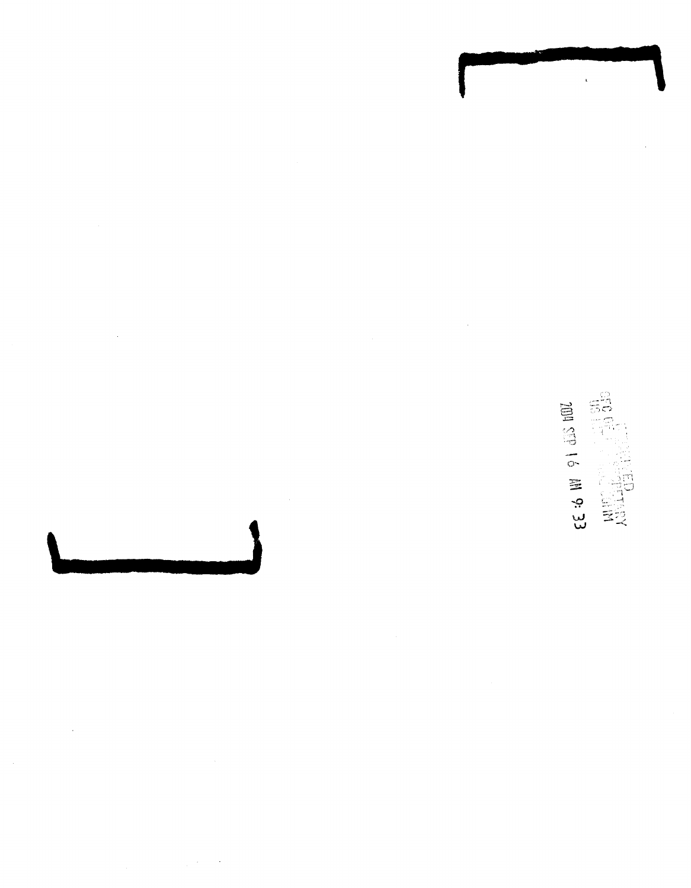RECEIVED
SEC OF SECRETARY
US ... COMM

2004 SEP 16 AM 9:33